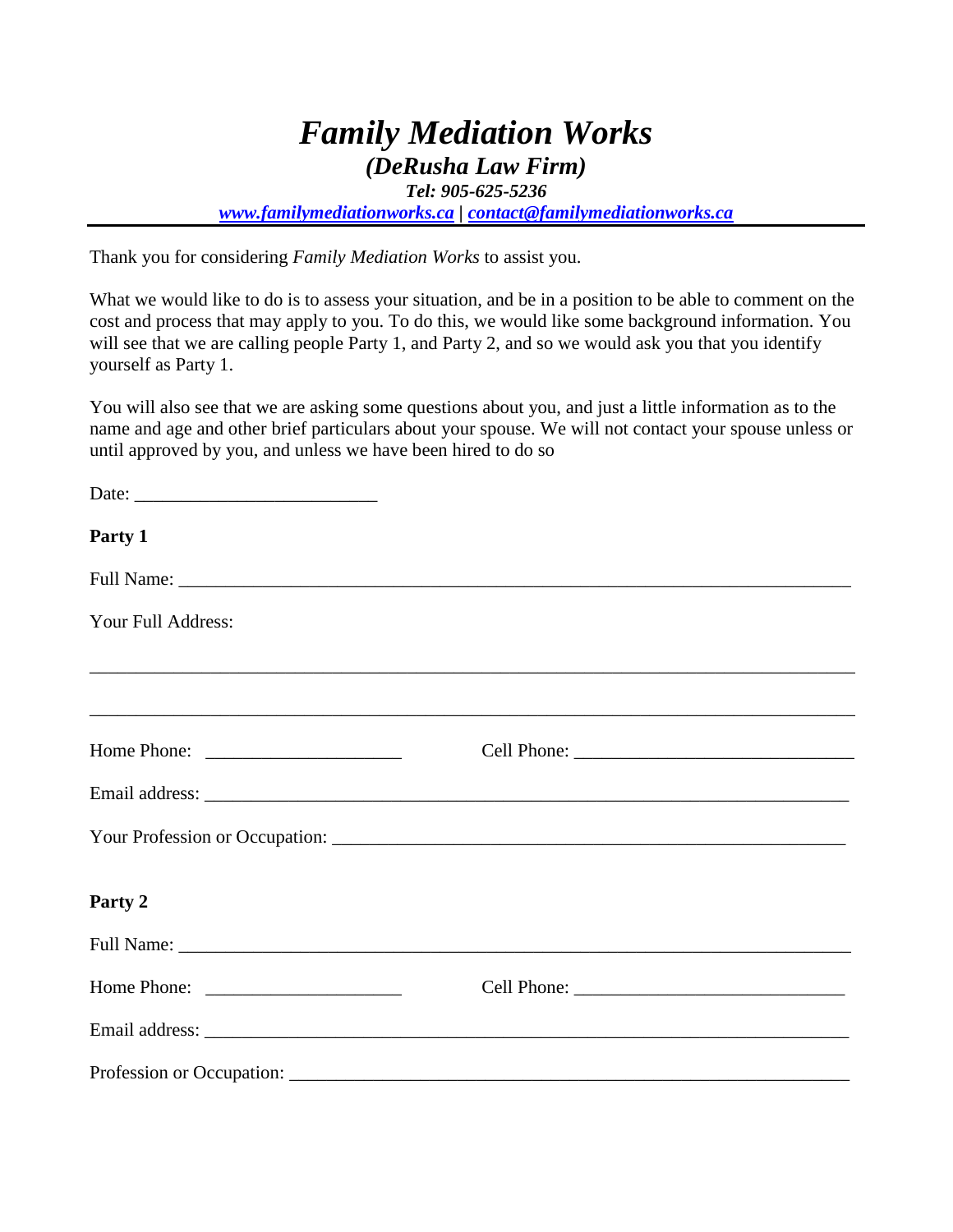# *Family Mediation Works*

## *(DeRusha Law Firm)*

***Tel: 905-625-5236***

***www.familymediationworks.ca | contact@familymediationworks.ca***

---

Thank you for considering *Family Mediation Works* to assist you.

What we would like to do is to assess your situation, and be in a position to be able to comment on the cost and process that may apply to you. To do this, we would like some background information. You will see that we are calling people Party 1, and Party 2, and so we would ask you that you identify yourself as Party 1.

You will also see that we are asking some questions about you, and just a little information as to the name and age and other brief particulars about your spouse. We will not contact your spouse unless or until approved by you, and unless we have been hired to do so

Date: __________________________

**Party 1**

Full Name: ________________________________________________________________________

Your Full Address:

____________________________________________________________________________________

____________________________________________________________________________________

Home Phone: _____________________ Cell Phone: ______________________________

Email address: ______________________________________________________________________

Your Profession or Occupation: _____________________________________________________

**Party 2**

Full Name: ________________________________________________________________________

Home Phone: _____________________ Cell Phone: _____________________________

Email address: ______________________________________________________________________

Profession or Occupation: __________________________________________________________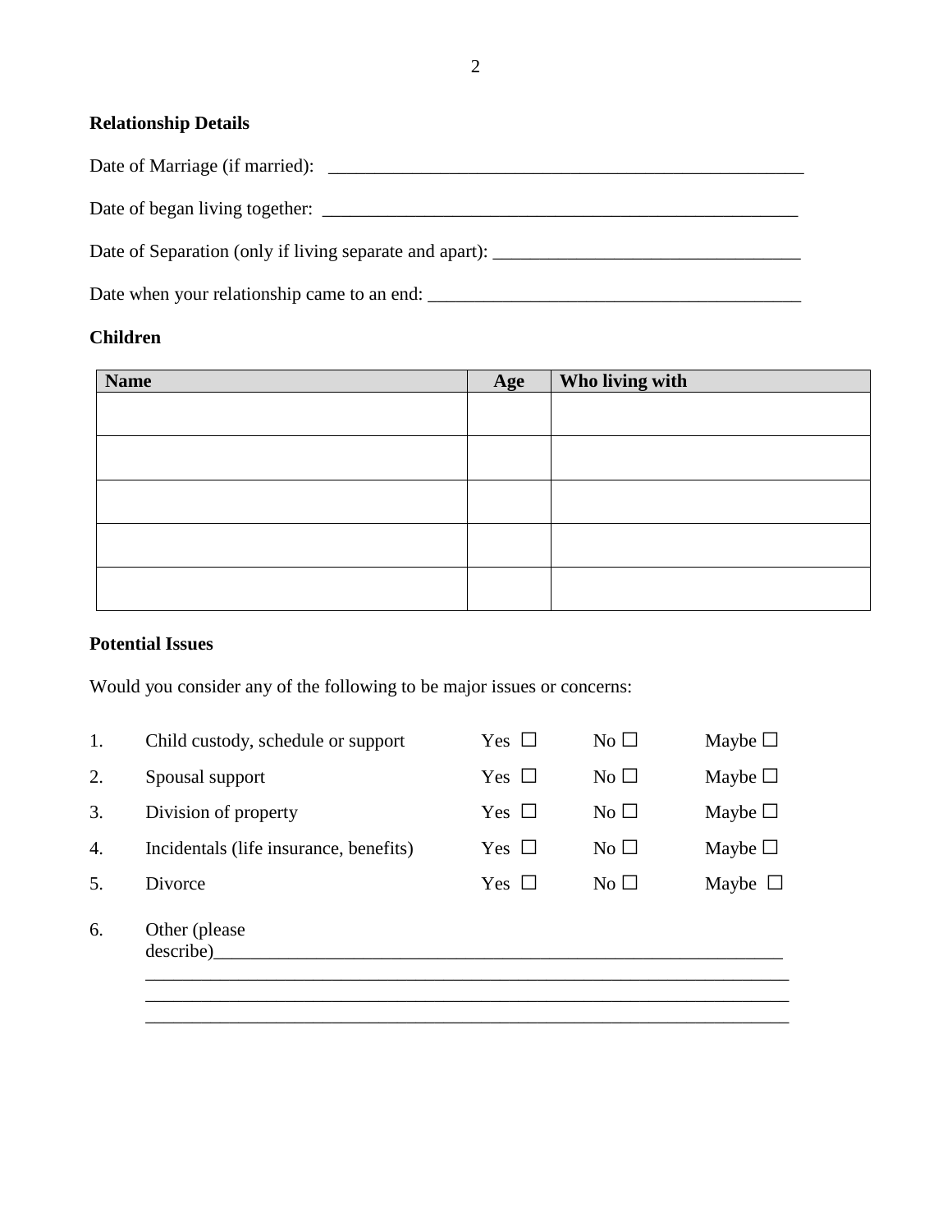**Relationship Details**

Date of Marriage (if married): _____________________________________________________

Date of began living together: _____________________________________________________

Date of Separation (only if living separate and apart): ________________________________

Date when your relationship came to an end: _______________________________________

**Children**

| Name | Age | Who living with |
|---|---|---|
| | | |
| | | |
| | | |
| | | |
| | | |

**Potential Issues**

Would you consider any of the following to be major issues or concerns:

| | | | | |
|---|---|---|---|---|
| 1. | Child custody, schedule or support | Yes ☐ | No ☐ | Maybe ☐ |
| 2. | Spousal support | Yes ☐ | No ☐ | Maybe ☐ |
| 3. | Division of property | Yes ☐ | No ☐ | Maybe ☐ |
| 4. | Incidentals (life insurance, benefits) | Yes ☐ | No ☐ | Maybe ☐ |
| 5. | Divorce | Yes ☐ | No ☐ | Maybe ☐ |

6. Other (please describe)_____________________________________________________________
_________________________________________________________________________
_________________________________________________________________________
_________________________________________________________________________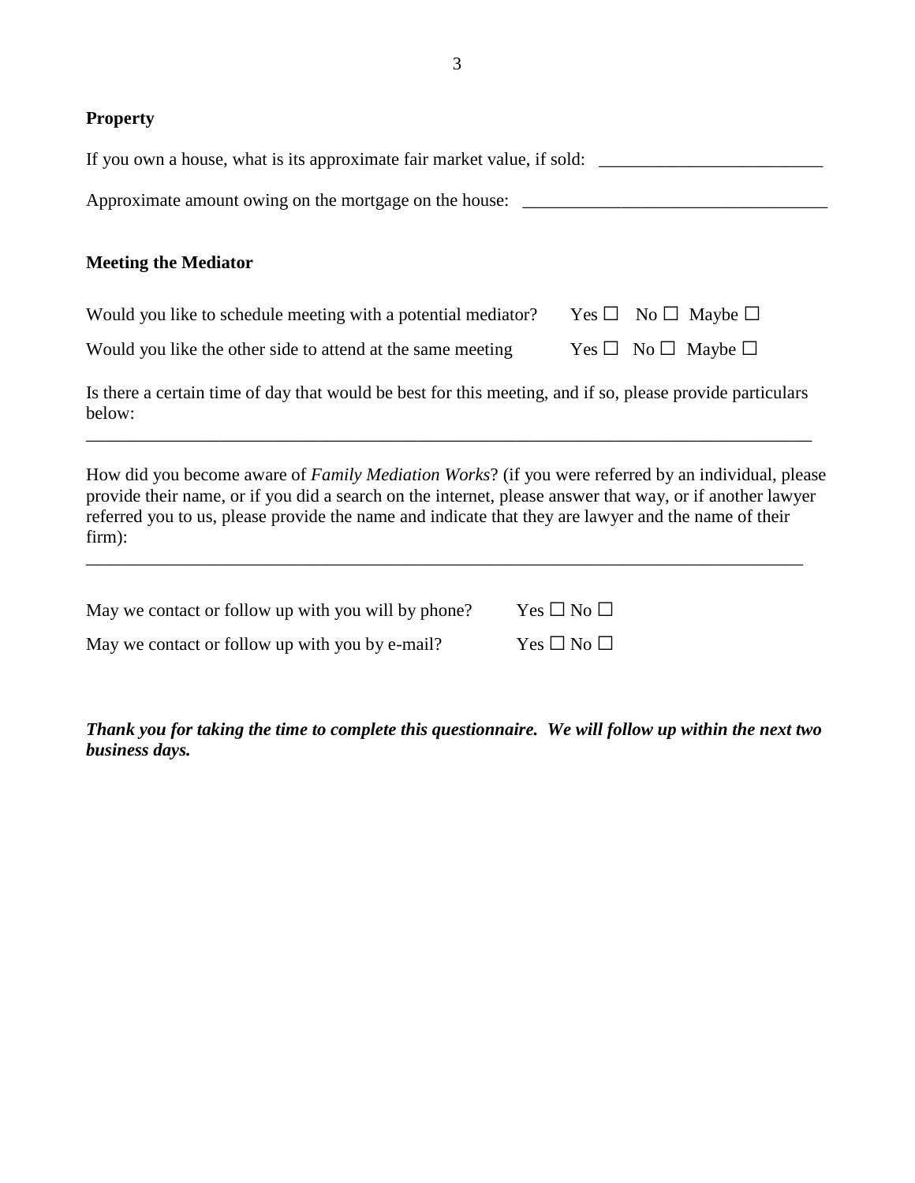**Property**

If you own a house, what is its approximate fair market value, if sold: _________________________

Approximate amount owing on the mortgage on the house: __________________________________

**Meeting the Mediator**

Would you like to schedule meeting with a potential mediator? Yes ☐ No ☐ Maybe ☐

Would you like the other side to attend at the same meeting Yes ☐ No ☐ Maybe ☐

Is there a certain time of day that would be best for this meeting, and if so, please provide particulars below:

___________________________________________________________________________

How did you become aware of *Family Mediation Works*? (if you were referred by an individual, please provide their name, or if you did a search on the internet, please answer that way, or if another lawyer referred you to us, please provide the name and indicate that they are lawyer and the name of their firm):

___________________________________________________________________________

May we contact or follow up with you will by phone? Yes ☐ No ☐

May we contact or follow up with you by e-mail? Yes ☐ No ☐

***Thank you for taking the time to complete this questionnaire. We will follow up within the next two business days.***